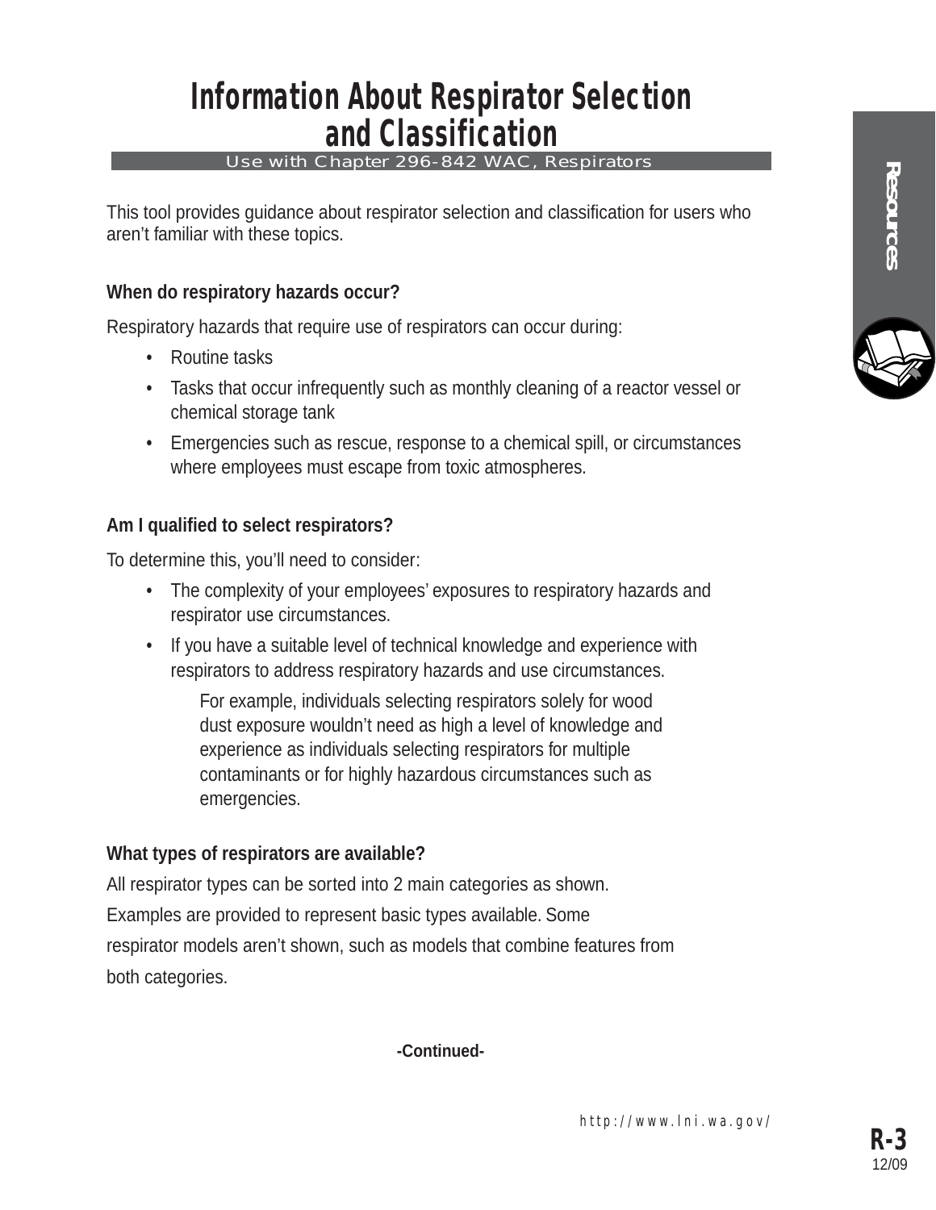# Information About Respirator Selection and Classification

Use with Chapter 296-842 WAC, Respirators

This tool provides guidance about respirator selection and classification for users who aren't familiar with these topics.

**When do respiratory hazards occur?**

Respiratory hazards that require use of respirators can occur during:

- Routine tasks
- Tasks that occur infrequently such as monthly cleaning of a reactor vessel or chemical storage tank
- Emergencies such as rescue, response to a chemical spill, or circumstances where employees must escape from toxic atmospheres.

**Am I qualified to select respirators?**

To determine this, you'll need to consider:

- The complexity of your employees' exposures to respiratory hazards and respirator use circumstances.
- If you have a suitable level of technical knowledge and experience with respirators to address respiratory hazards and use circumstances.

  For example, individuals selecting respirators solely for wood dust exposure wouldn't need as high a level of knowledge and experience as individuals selecting respirators for multiple contaminants or for highly hazardous circumstances such as emergencies.

**What types of respirators are available?**

All respirator types can be sorted into 2 main categories as shown. Examples are provided to represent basic types available. Some respirator models aren't shown, such as models that combine features from both categories.

**-Continued-**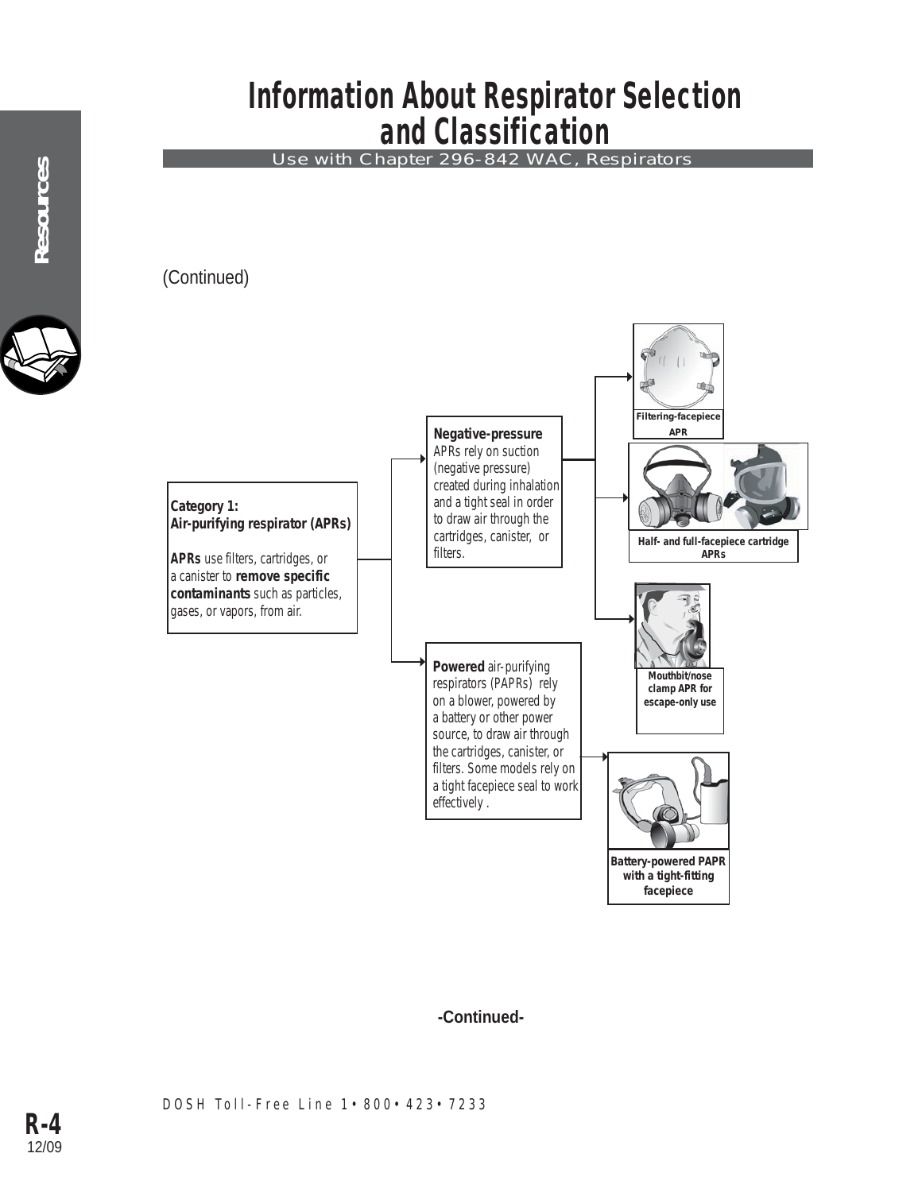# Information About Respirator Selection and Classification

Use with Chapter 296-842 WAC, Respirators

(Continued)

**Category 1: Air-purifying respirator (APRs)**

**APRs** use filters, cartridges, or a canister to **remove specific contaminants** such as particles, gases, or vapors, from air.

**Negative-pressure** APRs rely on suction (negative pressure) created during inhalation and a tight seal in order to draw air through the cartridges, canister, or filters.

- Filtering-facepiece APR
- Half- and full-facepiece cartridge APRs
- Mouthbit/nose clamp APR for escape-only use

**Powered** air-purifying respirators (PAPRs) rely on a blower, powered by a battery or other power source, to draw air through the cartridges, canister, or filters. Some models rely on a tight facepiece seal to work effectively .

- Battery-powered PAPR with a tight-fitting facepiece

-Continued-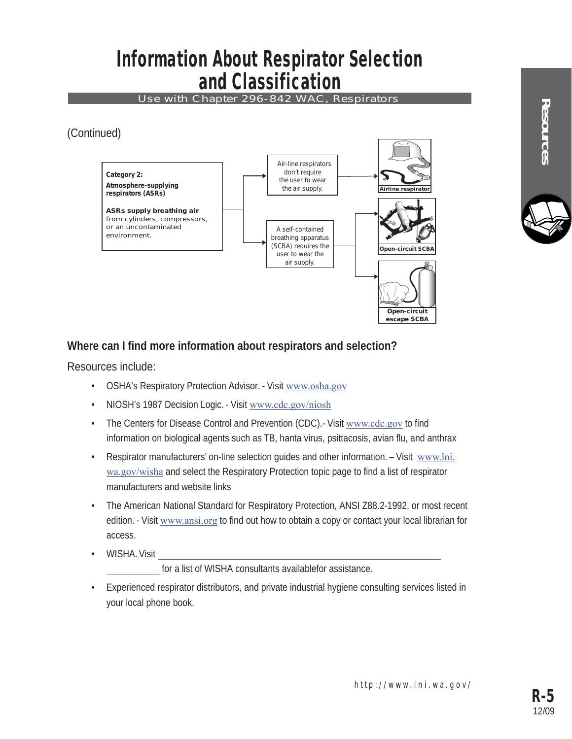# Information About Respirator Selection and Classification

Use with Chapter 296-842 WAC, Respirators

(Continued)

**Category 2:**
**Atmosphere-supplying respirators (ASRs)**

**ASRs supply breathing air** from cylinders, compressors, or an uncontaminated environment.

Air-line respirators don't require the user to wear the air supply.

Airline respirator

A self-contained breathing apparatus (SCBA) requires the user to wear the air supply.

Open-circuit SCBA

Open-circuit escape SCBA

## Where can I find more information about respirators and selection?

Resources include:

- OSHA's Respiratory Protection Advisor. - Visit www.osha.gov
- NIOSH's 1987 Decision Logic. - Visit www.cdc.gov/niosh
- The Centers for Disease Control and Prevention (CDC).- Visit www.cdc.gov to find information on biological agents such as TB, hanta virus, psittacosis, avian flu, and anthrax
- Respirator manufacturers' on-line selection guides and other information. – Visit www.lni.wa.gov/wisha and select the Respiratory Protection topic page to find a list of respirator manufacturers and website links
- The American National Standard for Respiratory Protection, ANSI Z88.2-1992, or most recent edition. - Visit www.ansi.org to find out how to obtain a copy or contact your local librarian for access.
- WISHA. Visit ____________________ for a list of WISHA consultants availablefor assistance.
- Experienced respirator distributors, and private industrial hygiene consulting services listed in your local phone book.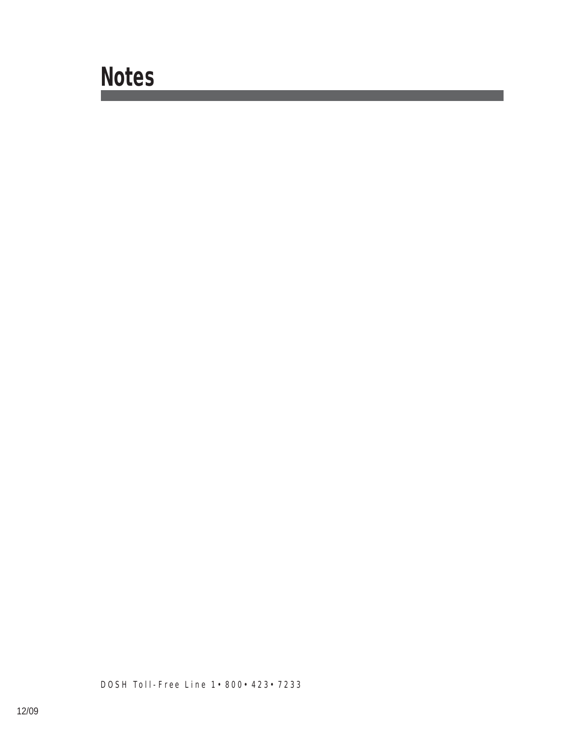# Notes